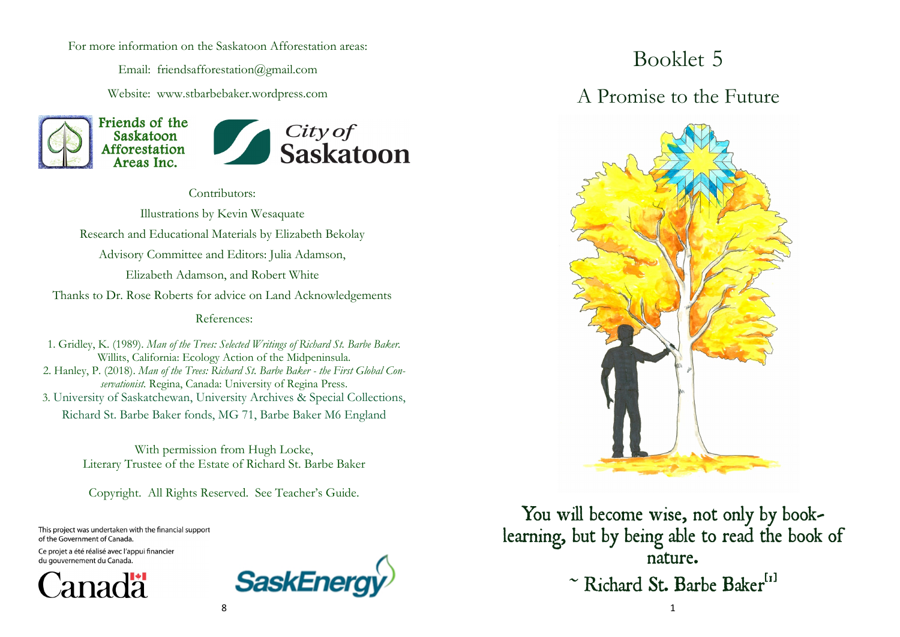For more information on the Saskatoon Afforestation areas:

Email: friendsafforestation@gmail.com

Website: www.stbarbebaker.wordpress.com

Friends of the Saskatoon Afforestation Areas Inc.

City of Saskatoon

Contributors:

Illustrations by Kevin Wesaquate

Research and Educational Materials by Elizabeth Bekolay

Advisory Committee and Editors: Julia Adamson, Elizabeth Adamson, and Robert White

Thanks to Dr. Rose Roberts for advice on Land Acknowledgements

References:

1. Gridley, K. (1989). *Man of the Trees: Selected Writings of Richard St. Barbe Baker.* Willits, California: Ecology Action of the Midpeninsula.
2. Hanley, P. (2018). *Man of the Trees: Richard St. Barbe Baker - the First Global Conservationist.* Regina, Canada: University of Regina Press.
3. University of Saskatchewan, University Archives & Special Collections, Richard St. Barbe Baker fonds, MG 71, Barbe Baker M6 England

With permission from Hugh Locke, Literary Trustee of the Estate of Richard St. Barbe Baker

Copyright. All Rights Reserved. See Teacher's Guide.

This project was undertaken with the financial support of the Government of Canada.

Ce projet a été réalisé avec l'appui financier du gouvernement du Canada.

Canada

SaskEnergy

# Booklet 5

## A Promise to the Future

You will become wise, not only by book-learning, but by being able to read the book of nature.

~ Richard St. Barbe Baker[1]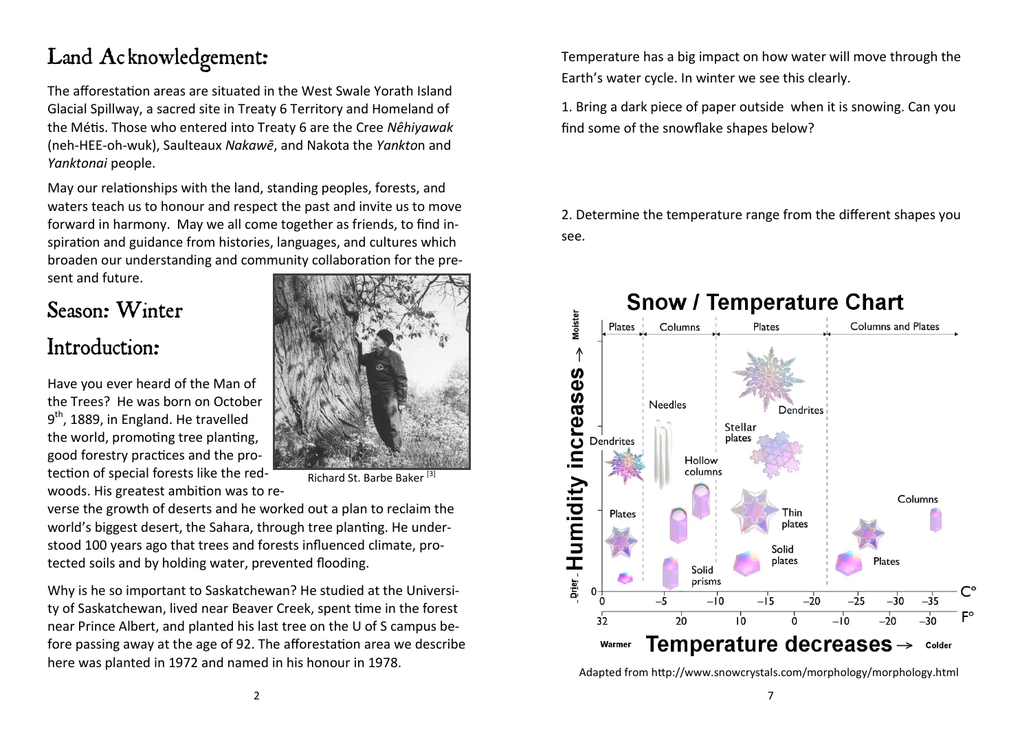# Land Acknowledgement:

The afforestation areas are situated in the West Swale Yorath Island Glacial Spillway, a sacred site in Treaty 6 Territory and Homeland of the Métis. Those who entered into Treaty 6 are the Cree *Nêhiyawak* (neh-HEE-oh-wuk), Saulteaux *Nakawē*, and Nakota the *Yankto*n and *Yanktonai* people.

May our relationships with the land, standing peoples, forests, and waters teach us to honour and respect the past and invite us to move forward in harmony. May we all come together as friends, to find inspiration and guidance from histories, languages, and cultures which broaden our understanding and community collaboration for the present and future.

# Season: Winter

# Introduction:

Have you ever heard of the Man of the Trees? He was born on October 9th, 1889, in England. He travelled the world, promoting tree planting, good forestry practices and the protection of special forests like the redwoods. His greatest ambition was to reverse the growth of deserts and he worked out a plan to reclaim the world's biggest desert, the Sahara, through tree planting. He understood 100 years ago that trees and forests influenced climate, protected soils and by holding water, prevented flooding.

Richard St. Barbe Baker [3]

Why is he so important to Saskatchewan? He studied at the University of Saskatchewan, lived near Beaver Creek, spent time in the forest near Prince Albert, and planted his last tree on the U of S campus before passing away at the age of 92. The afforestation area we describe here was planted in 1972 and named in his honour in 1978.

Temperature has a big impact on how water will move through the Earth's water cycle. In winter we see this clearly.

1. Bring a dark piece of paper outside when it is snowing. Can you find some of the snowflake shapes below?

2. Determine the temperature range from the different shapes you see.

**Snow / Temperature Chart**

Adapted from http://www.snowcrystals.com/morphology/morphology.html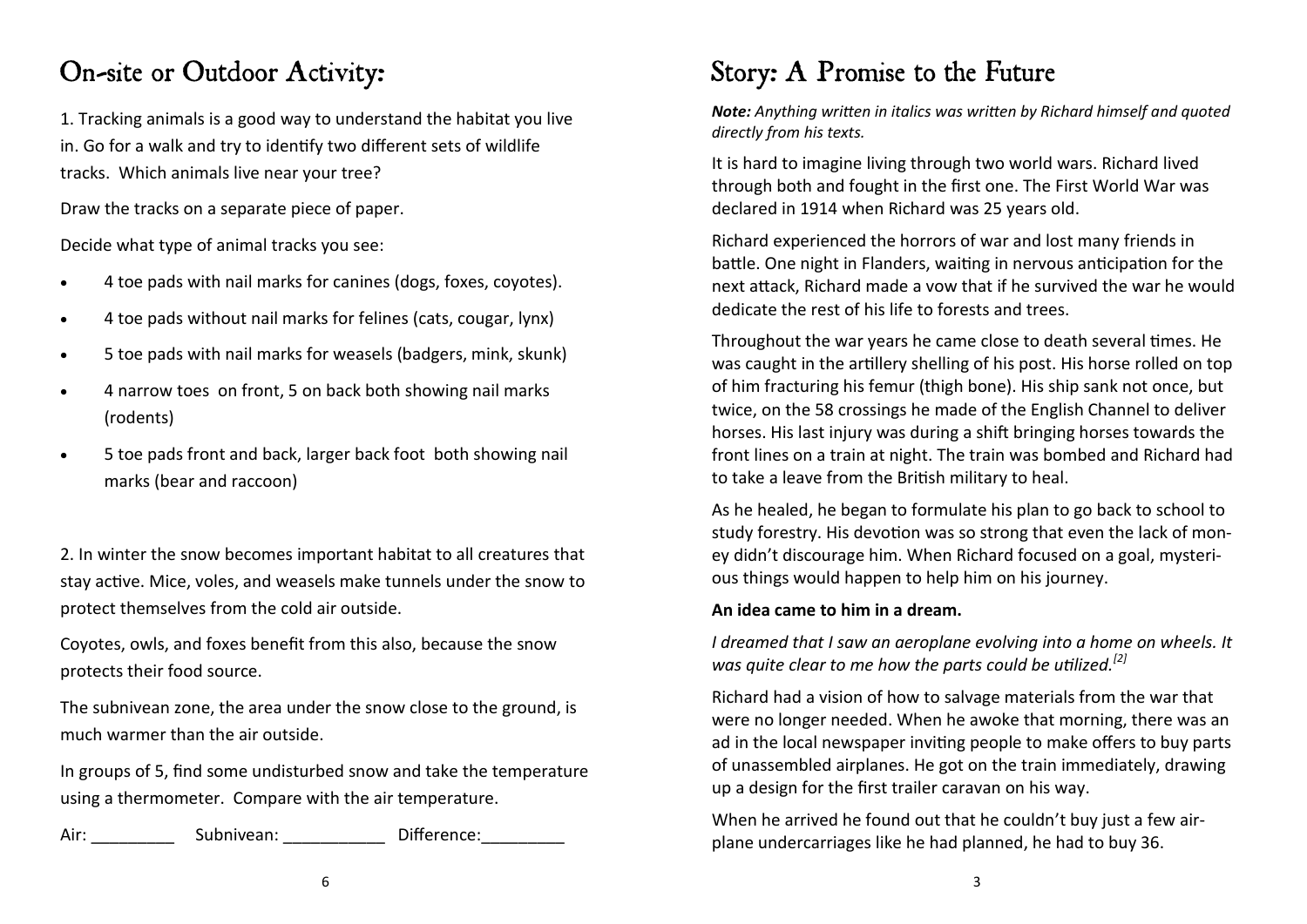# On-site or Outdoor Activity:

1. Tracking animals is a good way to understand the habitat you live in. Go for a walk and try to identify two different sets of wildlife tracks. Which animals live near your tree?

Draw the tracks on a separate piece of paper.

Decide what type of animal tracks you see:

- 4 toe pads with nail marks for canines (dogs, foxes, coyotes).
- 4 toe pads without nail marks for felines (cats, cougar, lynx)
- 5 toe pads with nail marks for weasels (badgers, mink, skunk)
- 4 narrow toes on front, 5 on back both showing nail marks (rodents)
- 5 toe pads front and back, larger back foot both showing nail marks (bear and raccoon)

2. In winter the snow becomes important habitat to all creatures that stay active. Mice, voles, and weasels make tunnels under the snow to protect themselves from the cold air outside.

Coyotes, owls, and foxes benefit from this also, because the snow protects their food source.

The subnivean zone, the area under the snow close to the ground, is much warmer than the air outside.

In groups of 5, find some undisturbed snow and take the temperature using a thermometer. Compare with the air temperature.

Air: _________ Subnivean: ___________ Difference:_________

# Story: A Promise to the Future

***Note:*** *Anything written in italics was written by Richard himself and quoted directly from his texts.*

It is hard to imagine living through two world wars. Richard lived through both and fought in the first one. The First World War was declared in 1914 when Richard was 25 years old.

Richard experienced the horrors of war and lost many friends in battle. One night in Flanders, waiting in nervous anticipation for the next attack, Richard made a vow that if he survived the war he would dedicate the rest of his life to forests and trees.

Throughout the war years he came close to death several times. He was caught in the artillery shelling of his post. His horse rolled on top of him fracturing his femur (thigh bone). His ship sank not once, but twice, on the 58 crossings he made of the English Channel to deliver horses. His last injury was during a shift bringing horses towards the front lines on a train at night. The train was bombed and Richard had to take a leave from the British military to heal.

As he healed, he began to formulate his plan to go back to school to study forestry. His devotion was so strong that even the lack of money didn't discourage him. When Richard focused on a goal, mysterious things would happen to help him on his journey.

**An idea came to him in a dream.**

*I dreamed that I saw an aeroplane evolving into a home on wheels. It was quite clear to me how the parts could be utilized.*[2]

Richard had a vision of how to salvage materials from the war that were no longer needed. When he awoke that morning, there was an ad in the local newspaper inviting people to make offers to buy parts of unassembled airplanes. He got on the train immediately, drawing up a design for the first trailer caravan on his way.

When he arrived he found out that he couldn't buy just a few airplane undercarriages like he had planned, he had to buy 36.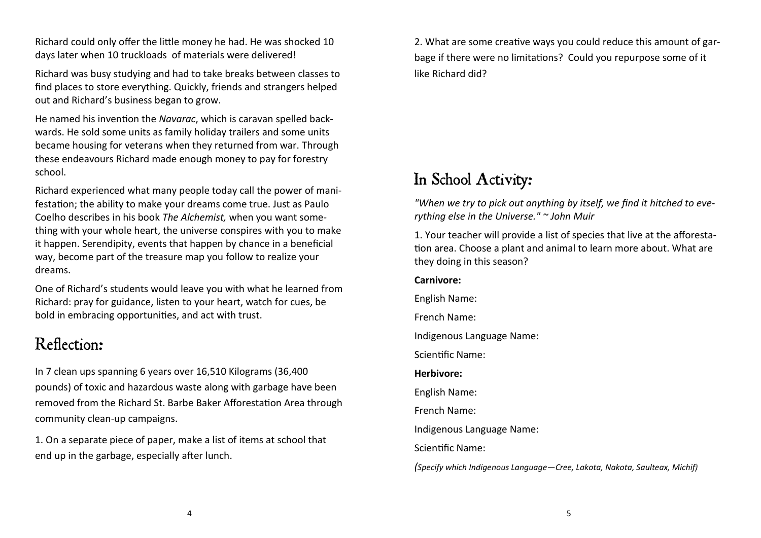Richard could only offer the little money he had. He was shocked 10 days later when 10 truckloads of materials were delivered!

Richard was busy studying and had to take breaks between classes to find places to store everything. Quickly, friends and strangers helped out and Richard's business began to grow.

He named his invention the *Navarac*, which is caravan spelled backwards. He sold some units as family holiday trailers and some units became housing for veterans when they returned from war. Through these endeavours Richard made enough money to pay for forestry school.

Richard experienced what many people today call the power of manifestation; the ability to make your dreams come true. Just as Paulo Coelho describes in his book *The Alchemist,* when you want something with your whole heart, the universe conspires with you to make it happen. Serendipity, events that happen by chance in a beneficial way, become part of the treasure map you follow to realize your dreams.

One of Richard's students would leave you with what he learned from Richard: pray for guidance, listen to your heart, watch for cues, be bold in embracing opportunities, and act with trust.

## Reflection:

In 7 clean ups spanning 6 years over 16,510 Kilograms (36,400 pounds) of toxic and hazardous waste along with garbage have been removed from the Richard St. Barbe Baker Afforestation Area through community clean-up campaigns.

1. On a separate piece of paper, make a list of items at school that end up in the garbage, especially after lunch.

2. What are some creative ways you could reduce this amount of garbage if there were no limitations? Could you repurpose some of it like Richard did?

## In School Activity:

*"When we try to pick out anything by itself, we find it hitched to everything else in the Universe." ~ John Muir*

1. Your teacher will provide a list of species that live at the afforestation area. Choose a plant and animal to learn more about. What are they doing in this season?

**Carnivore:**

English Name:

French Name:

Indigenous Language Name:

Scientific Name:

**Herbivore:**

English Name:

French Name:

Indigenous Language Name:

Scientific Name:

*(Specify which Indigenous Language—Cree, Lakota, Nakota, Saulteax, Michif)*